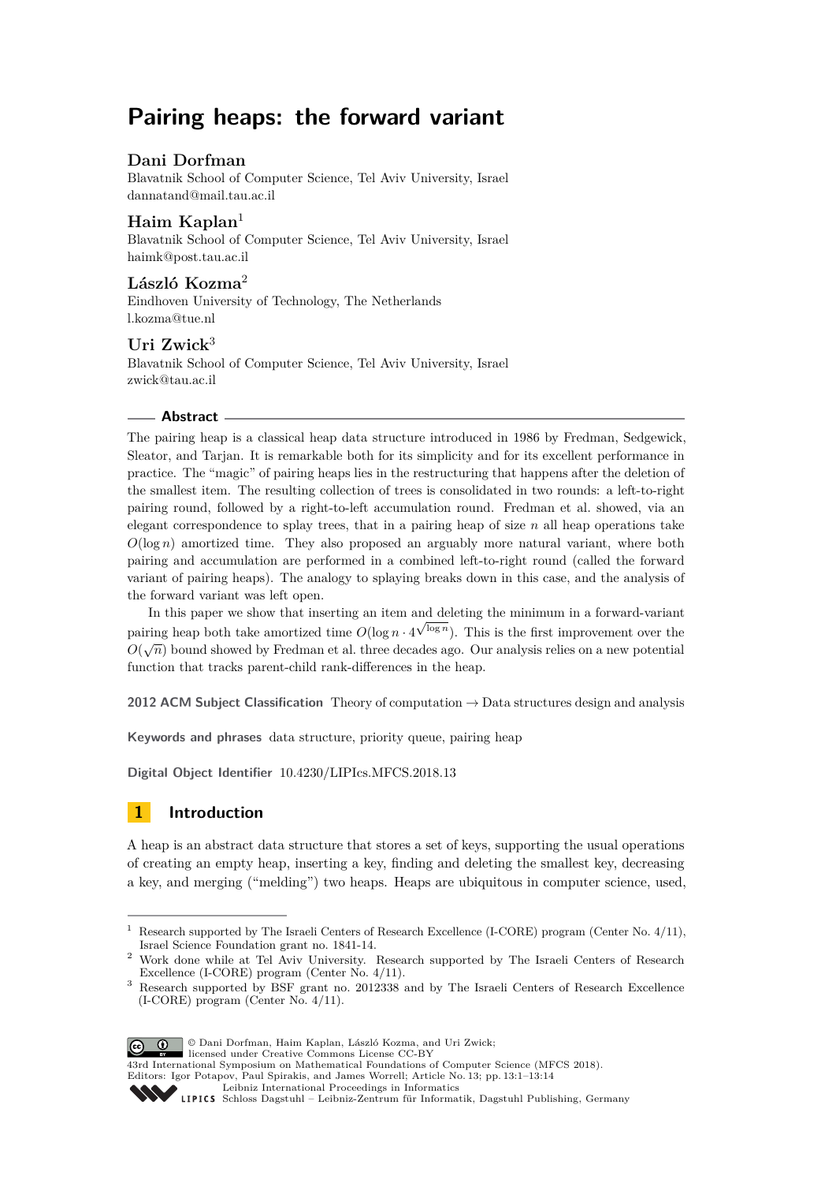# Pairing heaps: the forward variant

**Dani Dorfman**
Blavatnik School of Computer Science, Tel Aviv University, Israel
dannatand@mail.tau.ac.il

**Haim Kaplan**[1]
Blavatnik School of Computer Science, Tel Aviv University, Israel
haimk@post.tau.ac.il

**László Kozma**[2]
Eindhoven University of Technology, The Netherlands
l.kozma@tue.nl

**Uri Zwick**[3]
Blavatnik School of Computer Science, Tel Aviv University, Israel
zwick@tau.ac.il

## Abstract

The pairing heap is a classical heap data structure introduced in 1986 by Fredman, Sedgewick, Sleator, and Tarjan. It is remarkable both for its simplicity and for its excellent performance in practice. The "magic" of pairing heaps lies in the restructuring that happens after the deletion of the smallest item. The resulting collection of trees is consolidated in two rounds: a left-to-right pairing round, followed by a right-to-left accumulation round. Fredman et al. showed, via an elegant correspondence to splay trees, that in a pairing heap of size $n$ all heap operations take $O(\log n)$ amortized time. They also proposed an arguably more natural variant, where both pairing and accumulation are performed in a combined left-to-right round (called the forward variant of pairing heaps). The analogy to splaying breaks down in this case, and the analysis of the forward variant was left open.

In this paper we show that inserting an item and deleting the minimum in a forward-variant pairing heap both take amortized time $O(\log n \cdot 4^{\sqrt{\log n}})$. This is the first improvement over the $O(\sqrt{n})$ bound showed by Fredman et al. three decades ago. Our analysis relies on a new potential function that tracks parent-child rank-differences in the heap.

**2012 ACM Subject Classification** Theory of computation → Data structures design and analysis

**Keywords and phrases** data structure, priority queue, pairing heap

**Digital Object Identifier** 10.4230/LIPIcs.MFCS.2018.13

## 1 Introduction

A heap is an abstract data structure that stores a set of keys, supporting the usual operations of creating an empty heap, inserting a key, finding and deleting the smallest key, decreasing a key, and merging ("melding") two heaps. Heaps are ubiquitous in computer science, used,

---

[1] Research supported by The Israeli Centers of Research Excellence (I-CORE) program (Center No. 4/11), Israel Science Foundation grant no. 1841-14.

[2] Work done while at Tel Aviv University. Research supported by The Israeli Centers of Research Excellence (I-CORE) program (Center No. 4/11).

[3] Research supported by BSF grant no. 2012338 and by The Israeli Centers of Research Excellence (I-CORE) program (Center No. 4/11).

© Dani Dorfman, Haim Kaplan, László Kozma, and Uri Zwick; licensed under Creative Commons License CC-BY
43rd International Symposium on Mathematical Foundations of Computer Science (MFCS 2018).
Editors: Igor Potapov, Paul Spirakis, and James Worrell; Article No. 13; pp. 13:1–13:14
Leibniz International Proceedings in Informatics
Schloss Dagstuhl – Leibniz-Zentrum für Informatik, Dagstuhl Publishing, Germany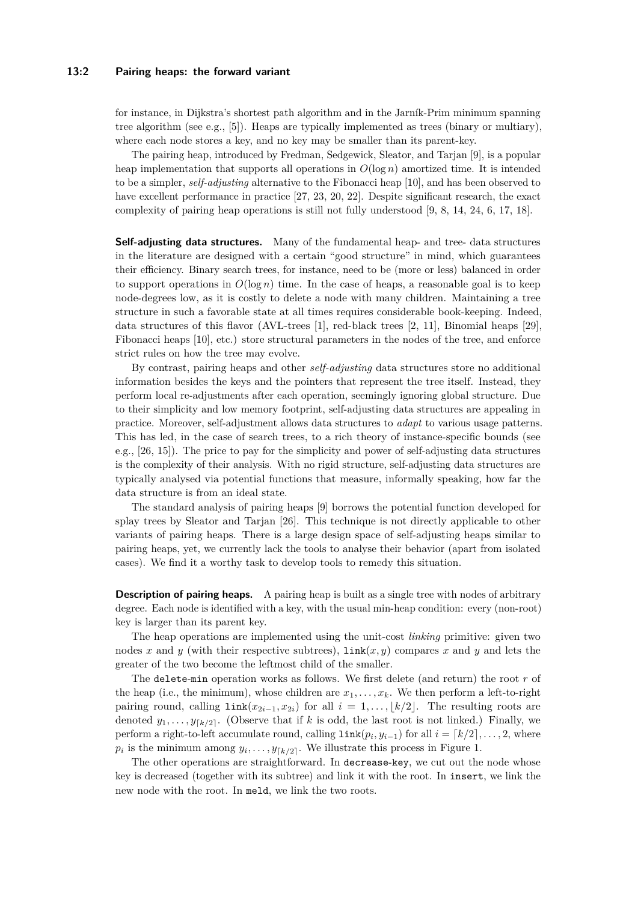for instance, in Dijkstra's shortest path algorithm and in the Jarník-Prim minimum spanning tree algorithm (see e.g., [5]). Heaps are typically implemented as trees (binary or multiary), where each node stores a key, and no key may be smaller than its parent-key.

The pairing heap, introduced by Fredman, Sedgewick, Sleator, and Tarjan [9], is a popular heap implementation that supports all operations in $O(\log n)$ amortized time. It is intended to be a simpler, *self-adjusting* alternative to the Fibonacci heap [10], and has been observed to have excellent performance in practice [27, 23, 20, 22]. Despite significant research, the exact complexity of pairing heap operations is still not fully understood [9, 8, 14, 24, 6, 17, 18].

**Self-adjusting data structures.** Many of the fundamental heap- and tree- data structures in the literature are designed with a certain "good structure" in mind, which guarantees their efficiency. Binary search trees, for instance, need to be (more or less) balanced in order to support operations in $O(\log n)$ time. In the case of heaps, a reasonable goal is to keep node-degrees low, as it is costly to delete a node with many children. Maintaining a tree structure in such a favorable state at all times requires considerable book-keeping. Indeed, data structures of this flavor (AVL-trees [1], red-black trees [2, 11], Binomial heaps [29], Fibonacci heaps [10], etc.) store structural parameters in the nodes of the tree, and enforce strict rules on how the tree may evolve.

By contrast, pairing heaps and other *self-adjusting* data structures store no additional information besides the keys and the pointers that represent the tree itself. Instead, they perform local re-adjustments after each operation, seemingly ignoring global structure. Due to their simplicity and low memory footprint, self-adjusting data structures are appealing in practice. Moreover, self-adjustment allows data structures to *adapt* to various usage patterns. This has led, in the case of search trees, to a rich theory of instance-specific bounds (see e.g., [26, 15]). The price to pay for the simplicity and power of self-adjusting data structures is the complexity of their analysis. With no rigid structure, self-adjusting data structures are typically analysed via potential functions that measure, informally speaking, how far the data structure is from an ideal state.

The standard analysis of pairing heaps [9] borrows the potential function developed for splay trees by Sleator and Tarjan [26]. This technique is not directly applicable to other variants of pairing heaps. There is a large design space of self-adjusting heaps similar to pairing heaps, yet, we currently lack the tools to analyse their behavior (apart from isolated cases). We find it a worthy task to develop tools to remedy this situation.

**Description of pairing heaps.** A pairing heap is built as a single tree with nodes of arbitrary degree. Each node is identified with a key, with the usual min-heap condition: every (non-root) key is larger than its parent key.

The heap operations are implemented using the unit-cost *linking* primitive: given two nodes $x$ and $y$ (with their respective subtrees), `link`$(x, y)$ compares $x$ and $y$ and lets the greater of the two become the leftmost child of the smaller.

The `delete-min` operation works as follows. We first delete (and return) the root $r$ of the heap (i.e., the minimum), whose children are $x_1, \ldots, x_k$. We then perform a left-to-right pairing round, calling `link`$(x_{2i-1}, x_{2i})$ for all $i = 1, \ldots, \lfloor k/2 \rfloor$. The resulting roots are denoted $y_1, \ldots, y_{\lceil k/2 \rceil}$. (Observe that if $k$ is odd, the last root is not linked.) Finally, we perform a right-to-left accumulate round, calling `link`$(p_i, y_{i-1})$ for all $i = \lceil k/2 \rceil, \ldots, 2$, where $p_i$ is the minimum among $y_i, \ldots, y_{\lceil k/2 \rceil}$. We illustrate this process in Figure 1.

The other operations are straightforward. In `decrease-key`, we cut out the node whose key is decreased (together with its subtree) and link it with the root. In `insert`, we link the new node with the root. In `meld`, we link the two roots.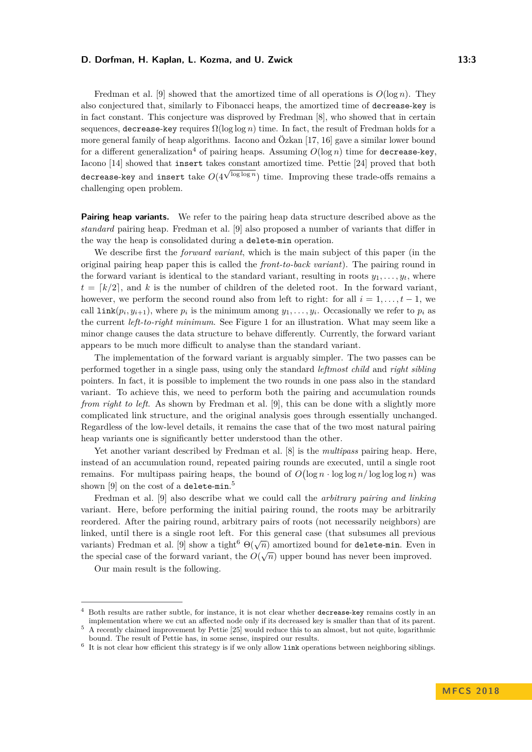Fredman et al. [9] showed that the amortized time of all operations is $O(\log n)$. They also conjectured that, similarly to Fibonacci heaps, the amortized time of decrease-key is in fact constant. This conjecture was disproved by Fredman [8], who showed that in certain sequences, decrease-key requires $\Omega(\log \log n)$ time. In fact, the result of Fredman holds for a more general family of heap algorithms. Iacono and Özkan [17, 16] gave a similar lower bound for a different generalization[4] of pairing heaps. Assuming $O(\log n)$ time for decrease-key, Iacono [14] showed that insert takes constant amortized time. Pettie [24] proved that both decrease-key and insert take $O(4^{\sqrt{\log \log n}})$ time. Improving these trade-offs remains a challenging open problem.

**Pairing heap variants.** We refer to the pairing heap data structure described above as the *standard* pairing heap. Fredman et al. [9] also proposed a number of variants that differ in the way the heap is consolidated during a delete-min operation.

We describe first the *forward variant*, which is the main subject of this paper (in the original pairing heap paper this is called the *front-to-back variant*). The pairing round in the forward variant is identical to the standard variant, resulting in roots $y_1, \dots, y_t$, where $t = \lceil k/2 \rceil$, and $k$ is the number of children of the deleted root. In the forward variant, however, we perform the second round also from left to right: for all $i = 1, \dots, t-1$, we call link$(p_i, y_{i+1})$, where $p_i$ is the minimum among $y_1, \dots, y_i$. Occasionally we refer to $p_i$ as the current *left-to-right minimum*. See Figure 1 for an illustration. What may seem like a minor change causes the data structure to behave differently. Currently, the forward variant appears to be much more difficult to analyse than the standard variant.

The implementation of the forward variant is arguably simpler. The two passes can be performed together in a single pass, using only the standard *leftmost child* and *right sibling* pointers. In fact, it is possible to implement the two rounds in one pass also in the standard variant. To achieve this, we need to perform both the pairing and accumulation rounds *from right to left*. As shown by Fredman et al. [9], this can be done with a slightly more complicated link structure, and the original analysis goes through essentially unchanged. Regardless of the low-level details, it remains the case that of the two most natural pairing heap variants one is significantly better understood than the other.

Yet another variant described by Fredman et al. [8] is the *multipass* pairing heap. Here, instead of an accumulation round, repeated pairing rounds are executed, until a single root remains. For multipass pairing heaps, the bound of $O\big(\log n \cdot \log \log n / \log \log \log n\big)$ was shown [9] on the cost of a delete-min.[5]

Fredman et al. [9] also describe what we could call the *arbitrary pairing and linking* variant. Here, before performing the initial pairing round, the roots may be arbitrarily reordered. After the pairing round, arbitrary pairs of roots (not necessarily neighbors) are linked, until there is a single root left. For this general case (that subsumes all previous variants) Fredman et al. [9] show a tight[6] $\Theta(\sqrt{n})$ amortized bound for delete-min. Even in the special case of the forward variant, the $O(\sqrt{n})$ upper bound has never been improved.

Our main result is the following.

---

[4] Both results are rather subtle, for instance, it is not clear whether decrease-key remains costly in an implementation where we cut an affected node only if its decreased key is smaller than that of its parent.

[5] A recently claimed improvement by Pettie [25] would reduce this to an almost, but not quite, logarithmic bound. The result of Pettie has, in some sense, inspired our results.

[6] It is not clear how efficient this strategy is if we only allow link operations between neighboring siblings.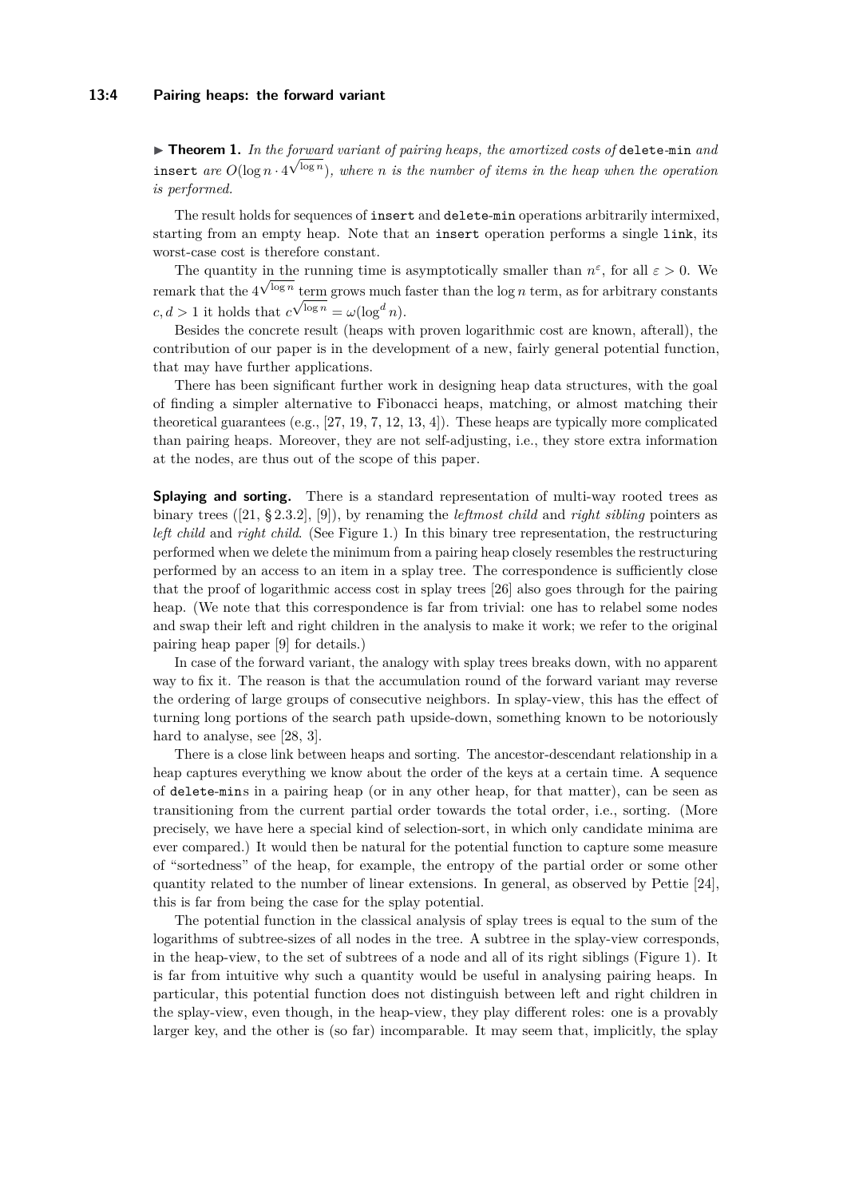▶ **Theorem 1.** *In the forward variant of pairing heaps, the amortized costs of* `delete-min` *and* `insert` *are* $O(\log n \cdot 4^{\sqrt{\log n}})$*, where $n$ is the number of items in the heap when the operation is performed.*

The result holds for sequences of `insert` and `delete-min` operations arbitrarily intermixed, starting from an empty heap. Note that an `insert` operation performs a single `link`, its worst-case cost is therefore constant.

The quantity in the running time is asymptotically smaller than $n^{\varepsilon}$, for all $\varepsilon > 0$. We remark that the $4^{\sqrt{\log n}}$ term grows much faster than the $\log n$ term, as for arbitrary constants $c, d > 1$ it holds that $c^{\sqrt{\log n}} = \omega(\log^d n)$.

Besides the concrete result (heaps with proven logarithmic cost are known, afterall), the contribution of our paper is in the development of a new, fairly general potential function, that may have further applications.

There has been significant further work in designing heap data structures, with the goal of finding a simpler alternative to Fibonacci heaps, matching, or almost matching their theoretical guarantees (e.g., [27, 19, 7, 12, 13, 4]). These heaps are typically more complicated than pairing heaps. Moreover, they are not self-adjusting, i.e., they store extra information at the nodes, are thus out of the scope of this paper.

**Splaying and sorting.** There is a standard representation of multi-way rooted trees as binary trees ([21, § 2.3.2], [9]), by renaming the *leftmost child* and *right sibling* pointers as *left child* and *right child*. (See Figure 1.) In this binary tree representation, the restructuring performed when we delete the minimum from a pairing heap closely resembles the restructuring performed by an access to an item in a splay tree. The correspondence is sufficiently close that the proof of logarithmic access cost in splay trees [26] also goes through for the pairing heap. (We note that this correspondence is far from trivial: one has to relabel some nodes and swap their left and right children in the analysis to make it work; we refer to the original pairing heap paper [9] for details.)

In case of the forward variant, the analogy with splay trees breaks down, with no apparent way to fix it. The reason is that the accumulation round of the forward variant may reverse the ordering of large groups of consecutive neighbors. In splay-view, this has the effect of turning long portions of the search path upside-down, something known to be notoriously hard to analyse, see [28, 3].

There is a close link between heaps and sorting. The ancestor-descendant relationship in a heap captures everything we know about the order of the keys at a certain time. A sequence of `delete-min`s in a pairing heap (or in any other heap, for that matter), can be seen as transitioning from the current partial order towards the total order, i.e., sorting. (More precisely, we have here a special kind of selection-sort, in which only candidate minima are ever compared.) It would then be natural for the potential function to capture some measure of "sortedness" of the heap, for example, the entropy of the partial order or some other quantity related to the number of linear extensions. In general, as observed by Pettie [24], this is far from being the case for the splay potential.

The potential function in the classical analysis of splay trees is equal to the sum of the logarithms of subtree-sizes of all nodes in the tree. A subtree in the splay-view corresponds, in the heap-view, to the set of subtrees of a node and all of its right siblings (Figure 1). It is far from intuitive why such a quantity would be useful in analysing pairing heaps. In particular, this potential function does not distinguish between left and right children in the splay-view, even though, in the heap-view, they play different roles: one is a provably larger key, and the other is (so far) incomparable. It may seem that, implicitly, the splay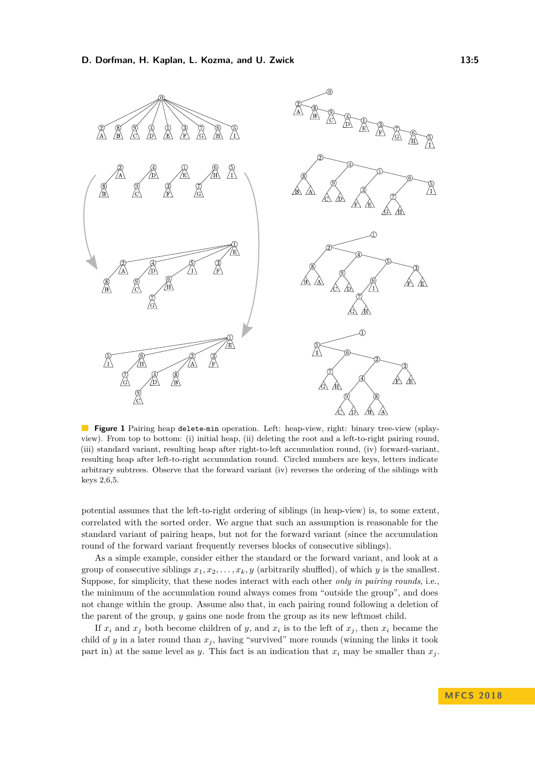**Figure 1** Pairing heap `delete-min` operation. Left: heap-view, right: binary tree-view (splay-view). From top to bottom: (i) initial heap, (ii) deleting the root and a left-to-right pairing round, (iii) standard variant, resulting heap after right-to-left accumulation round, (iv) forward-variant, resulting heap after left-to-right accumulation round. Circled numbers are keys, letters indicate arbitrary subtrees. Observe that the forward variant (iv) reverses the ordering of the siblings with keys 2,6,5.

potential assumes that the left-to-right ordering of siblings (in heap-view) is, to some extent, correlated with the sorted order. We argue that such an assumption is reasonable for the standard variant of pairing heaps, but not for the forward variant (since the accumulation round of the forward variant frequently reverses blocks of consecutive siblings).

As a simple example, consider either the standard or the forward variant, and look at a group of consecutive siblings $x_1, x_2, \dots, x_k, y$ (arbitrarily shuffled), of which $y$ is the smallest. Suppose, for simplicity, that these nodes interact with each other *only in pairing rounds*, i.e., the minimum of the accumulation round always comes from "outside the group", and does not change within the group. Assume also that, in each pairing round following a deletion of the parent of the group, $y$ gains one node from the group as its new leftmost child.

If $x_i$ and $x_j$ both become children of $y$, and $x_i$ is to the left of $x_j$, then $x_i$ became the child of $y$ in a later round than $x_j$, having "survived" more rounds (winning the links it took part in) at the same level as $y$. This fact is an indication that $x_i$ may be smaller than $x_j$.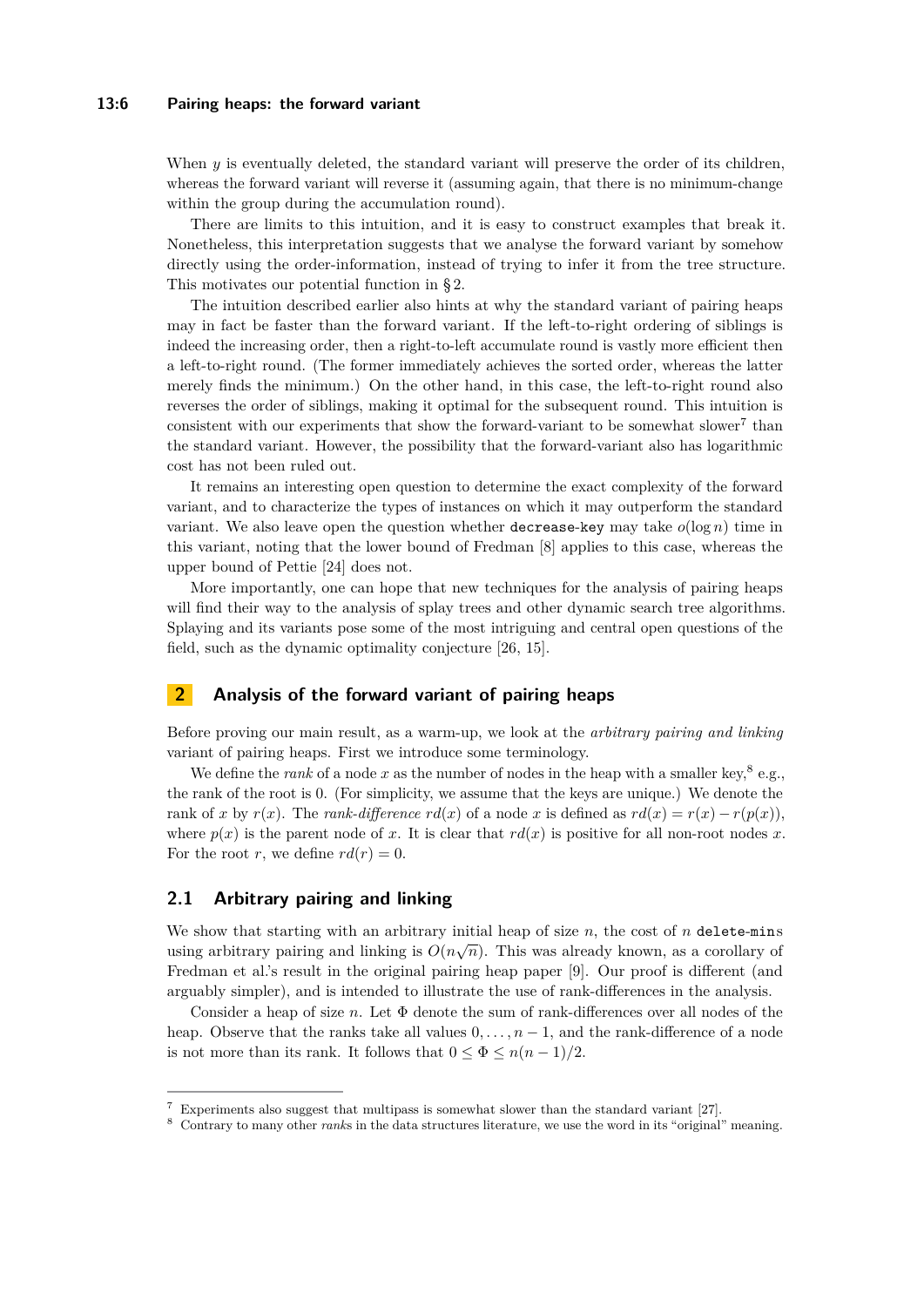When $y$ is eventually deleted, the standard variant will preserve the order of its children, whereas the forward variant will reverse it (assuming again, that there is no minimum-change within the group during the accumulation round).

There are limits to this intuition, and it is easy to construct examples that break it. Nonetheless, this interpretation suggests that we analyse the forward variant by somehow directly using the order-information, instead of trying to infer it from the tree structure. This motivates our potential function in § 2.

The intuition described earlier also hints at why the standard variant of pairing heaps may in fact be faster than the forward variant. If the left-to-right ordering of siblings is indeed the increasing order, then a right-to-left accumulate round is vastly more efficient then a left-to-right round. (The former immediately achieves the sorted order, whereas the latter merely finds the minimum.) On the other hand, in this case, the left-to-right round also reverses the order of siblings, making it optimal for the subsequent round. This intuition is consistent with our experiments that show the forward-variant to be somewhat slower[7] than the standard variant. However, the possibility that the forward-variant also has logarithmic cost has not been ruled out.

It remains an interesting open question to determine the exact complexity of the forward variant, and to characterize the types of instances on which it may outperform the standard variant. We also leave open the question whether `decrease-key` may take $o(\log n)$ time in this variant, noting that the lower bound of Fredman [8] applies to this case, whereas the upper bound of Pettie [24] does not.

More importantly, one can hope that new techniques for the analysis of pairing heaps will find their way to the analysis of splay trees and other dynamic search tree algorithms. Splaying and its variants pose some of the most intriguing and central open questions of the field, such as the dynamic optimality conjecture [26, 15].

## 2 Analysis of the forward variant of pairing heaps

Before proving our main result, as a warm-up, we look at the *arbitrary pairing and linking* variant of pairing heaps. First we introduce some terminology.

We define the *rank* of a node $x$ as the number of nodes in the heap with a smaller key,[8] e.g., the rank of the root is 0. (For simplicity, we assume that the keys are unique.) We denote the rank of $x$ by $r(x)$. The *rank-difference* $rd(x)$ of a node $x$ is defined as $rd(x) = r(x) - r(p(x))$, where $p(x)$ is the parent node of $x$. It is clear that $rd(x)$ is positive for all non-root nodes $x$. For the root $r$, we define $rd(r) = 0$.

### 2.1 Arbitrary pairing and linking

We show that starting with an arbitrary initial heap of size $n$, the cost of $n$ `delete-mins` using arbitrary pairing and linking is $O(n\sqrt{n})$. This was already known, as a corollary of Fredman et al.'s result in the original pairing heap paper [9]. Our proof is different (and arguably simpler), and is intended to illustrate the use of rank-differences in the analysis.

Consider a heap of size $n$. Let $\Phi$ denote the sum of rank-differences over all nodes of the heap. Observe that the ranks take all values $0, \dots, n-1$, and the rank-difference of a node is not more than its rank. It follows that $0 \le \Phi \le n(n-1)/2$.

---

[7] Experiments also suggest that multipass is somewhat slower than the standard variant [27].

[8] Contrary to many other *rank*s in the data structures literature, we use the word in its "original" meaning.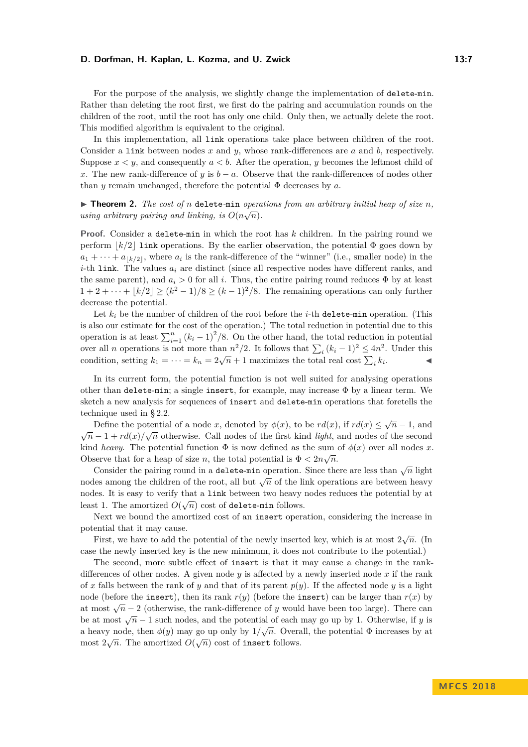For the purpose of the analysis, we slightly change the implementation of `delete-min`. Rather than deleting the root first, we first do the pairing and accumulation rounds on the children of the root, until the root has only one child. Only then, we actually delete the root. This modified algorithm is equivalent to the original.

In this implementation, all `link` operations take place between children of the root. Consider a `link` between nodes $x$ and $y$, whose rank-differences are $a$ and $b$, respectively. Suppose $x < y$, and consequently $a < b$. After the operation, $y$ becomes the leftmost child of $x$. The new rank-difference of $y$ is $b - a$. Observe that the rank-differences of nodes other than $y$ remain unchanged, therefore the potential $\Phi$ decreases by $a$.

▶ **Theorem 2.** *The cost of $n$ `delete-min` operations from an arbitrary initial heap of size $n$, using arbitrary pairing and linking, is $O(n\sqrt{n})$.*

**Proof.** Consider a `delete-min` in which the root has $k$ children. In the pairing round we perform $\lfloor k/2 \rfloor$ `link` operations. By the earlier observation, the potential $\Phi$ goes down by $a_1 + \cdots + a_{\lfloor k/2 \rfloor}$, where $a_i$ is the rank-difference of the "winner" (i.e., smaller node) in the $i$-th `link`. The values $a_i$ are distinct (since all respective nodes have different ranks, and the same parent), and $a_i > 0$ for all $i$. Thus, the entire pairing round reduces $\Phi$ by at least $1 + 2 + \cdots + \lfloor k/2 \rfloor \geq (k^2 - 1)/8 \geq (k-1)^2/8$. The remaining operations can only further decrease the potential.

Let $k_i$ be the number of children of the root before the $i$-th `delete-min` operation. (This is also our estimate for the cost of the operation.) The total reduction in potential due to this operation is at least $\sum_{i=1}^{n} (k_i - 1)^2/8$. On the other hand, the total reduction in potential over all $n$ operations is not more than $n^2/2$. It follows that $\sum_i (k_i - 1)^2 \leq 4n^2$. Under this condition, setting $k_1 = \cdots = k_n = 2\sqrt{n} + 1$ maximizes the total real cost $\sum_i k_i$. ◀

In its current form, the potential function is not well suited for analysing operations other than `delete-min`; a single `insert`, for example, may increase $\Phi$ by a linear term. We sketch a new analysis for sequences of `insert` and `delete-min` operations that foretells the technique used in § 2.2.

Define the potential of a node $x$, denoted by $\phi(x)$, to be $rd(x)$, if $rd(x) \leq \sqrt{n} - 1$, and $\sqrt{n} - 1 + rd(x)/\sqrt{n}$ otherwise. Call nodes of the first kind *light*, and nodes of the second kind *heavy*. The potential function $\Phi$ is now defined as the sum of $\phi(x)$ over all nodes $x$. Observe that for a heap of size $n$, the total potential is $\Phi < 2n\sqrt{n}$.

Consider the pairing round in a `delete-min` operation. Since there are less than $\sqrt{n}$ light nodes among the children of the root, all but $\sqrt{n}$ of the link operations are between heavy nodes. It is easy to verify that a `link` between two heavy nodes reduces the potential by at least 1. The amortized $O(\sqrt{n})$ cost of `delete-min` follows.

Next we bound the amortized cost of an `insert` operation, considering the increase in potential that it may cause.

First, we have to add the potential of the newly inserted key, which is at most $2\sqrt{n}$. (In case the newly inserted key is the new minimum, it does not contribute to the potential.)

The second, more subtle effect of `insert` is that it may cause a change in the rank-differences of other nodes. A given node $y$ is affected by a newly inserted node $x$ if the rank of $x$ falls between the rank of $y$ and that of its parent $p(y)$. If the affected node $y$ is a light node (before the `insert`), then its rank $r(y)$ (before the `insert`) can be larger than $r(x)$ by at most $\sqrt{n} - 2$ (otherwise, the rank-difference of $y$ would have been too large). There can be at most $\sqrt{n} - 1$ such nodes, and the potential of each may go up by 1. Otherwise, if $y$ is a heavy node, then $\phi(y)$ may go up only by $1/\sqrt{n}$. Overall, the potential $\Phi$ increases by at most $2\sqrt{n}$. The amortized $O(\sqrt{n})$ cost of `insert` follows.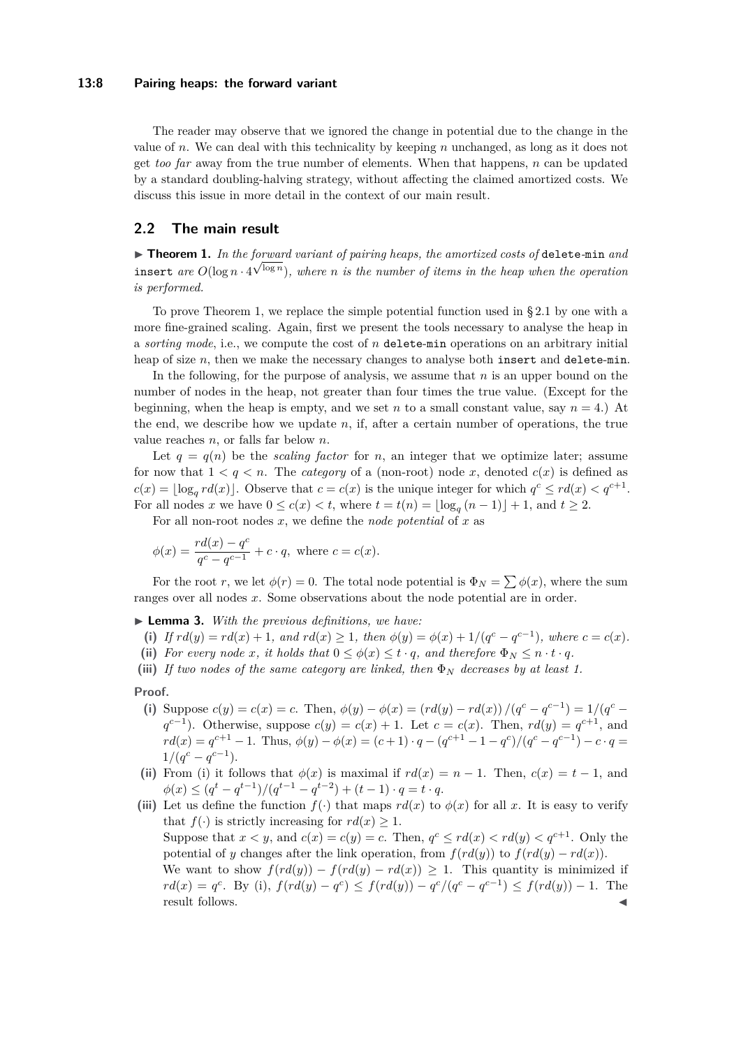The reader may observe that we ignored the change in potential due to the change in the value of $n$. We can deal with this technicality by keeping $n$ unchanged, as long as it does not get *too far* away from the true number of elements. When that happens, $n$ can be updated by a standard doubling-halving strategy, without affecting the claimed amortized costs. We discuss this issue in more detail in the context of our main result.

## 2.2 The main result

▶ **Theorem 1.** *In the forward variant of pairing heaps, the amortized costs of* `delete-min` *and* `insert` *are $O(\log n \cdot 4^{\sqrt{\log n}})$, where $n$ is the number of items in the heap when the operation is performed.*

To prove Theorem 1, we replace the simple potential function used in § 2.1 by one with a more fine-grained scaling. Again, first we present the tools necessary to analyse the heap in a *sorting mode*, i.e., we compute the cost of $n$ `delete-min` operations on an arbitrary initial heap of size $n$, then we make the necessary changes to analyse both `insert` and `delete-min`.

In the following, for the purpose of analysis, we assume that $n$ is an upper bound on the number of nodes in the heap, not greater than four times the true value. (Except for the beginning, when the heap is empty, and we set $n$ to a small constant value, say $n = 4$.) At the end, we describe how we update $n$, if, after a certain number of operations, the true value reaches $n$, or falls far below $n$.

Let $q = q(n)$ be the *scaling factor* for $n$, an integer that we optimize later; assume for now that $1 < q < n$. The *category* of a (non-root) node $x$, denoted $c(x)$ is defined as $c(x) = \lfloor \log_q rd(x) \rfloor$. Observe that $c = c(x)$ is the unique integer for which $q^c \leq rd(x) < q^{c+1}$. For all nodes $x$ we have $0 \leq c(x) < t$, where $t = t(n) = \lfloor \log_q (n-1) \rfloor + 1$, and $t \geq 2$.

For all non-root nodes $x$, we define the *node potential* of $x$ as

$$\phi(x) = \frac{rd(x) - q^c}{q^c - q^{c-1}} + c \cdot q, \text{ where } c = c(x).$$

For the root $r$, we let $\phi(r) = 0$. The total node potential is $\Phi_N = \sum \phi(x)$, where the sum ranges over all nodes $x$. Some observations about the node potential are in order.

▶ **Lemma 3.** *With the previous definitions, we have:*

**(i)** *If $rd(y) = rd(x) + 1$, and $rd(x) \geq 1$, then $\phi(y) = \phi(x) + 1/(q^c - q^{c-1})$, where $c = c(x)$.*
**(ii)** *For every node $x$, it holds that $0 \leq \phi(x) \leq t \cdot q$, and therefore $\Phi_N \leq n \cdot t \cdot q$.*
**(iii)** *If two nodes of the same category are linked, then $\Phi_N$ decreases by at least 1.*

**Proof.**

**(i)** Suppose $c(y) = c(x) = c$. Then, $\phi(y) - \phi(x) = (rd(y) - rd(x)) / (q^c - q^{c-1}) = 1/(q^c - q^{c-1})$. Otherwise, suppose $c(y) = c(x) + 1$. Let $c = c(x)$. Then, $rd(y) = q^{c+1}$, and $rd(x) = q^{c+1} - 1$. Thus, $\phi(y) - \phi(x) = (c+1) \cdot q - (q^{c+1} - 1 - q^c)/(q^c - q^{c-1}) - c \cdot q = 1/(q^c - q^{c-1})$.

**(ii)** From (i) it follows that $\phi(x)$ is maximal if $rd(x) = n - 1$. Then, $c(x) = t - 1$, and $\phi(x) \leq (q^t - q^{t-1})/(q^{t-1} - q^{t-2}) + (t-1) \cdot q = t \cdot q$.

**(iii)** Let us define the function $f(\cdot)$ that maps $rd(x)$ to $\phi(x)$ for all $x$. It is easy to verify that $f(\cdot)$ is strictly increasing for $rd(x) \geq 1$.
Suppose that $x < y$, and $c(x) = c(y) = c$. Then, $q^c \leq rd(x) < rd(y) < q^{c+1}$. Only the potential of $y$ changes after the link operation, from $f(rd(y))$ to $f(rd(y) - rd(x))$.
We want to show $f(rd(y)) - f(rd(y) - rd(x)) \geq 1$. This quantity is minimized if $rd(x) = q^c$. By (i), $f(rd(y) - q^c) \leq f(rd(y)) - q^c/(q^c - q^{c-1}) \leq f(rd(y)) - 1$. The result follows. ◀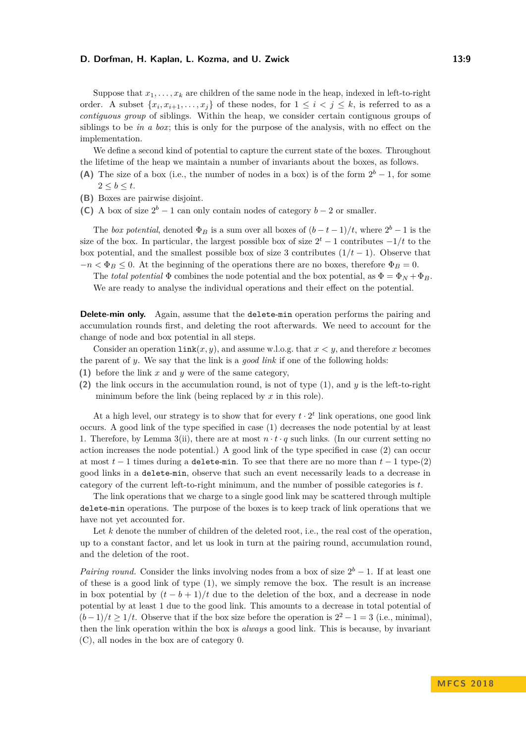Suppose that $x_1, \dots, x_k$ are children of the same node in the heap, indexed in left-to-right order. A subset $\{x_i, x_{i+1}, \dots, x_j\}$ of these nodes, for $1 \le i < j \le k$, is referred to as a *contiguous group* of siblings. Within the heap, we consider certain contiguous groups of siblings to be *in a box*; this is only for the purpose of the analysis, with no effect on the implementation.

We define a second kind of potential to capture the current state of the boxes. Throughout the lifetime of the heap we maintain a number of invariants about the boxes, as follows.

**(A)** The size of a box (i.e., the number of nodes in a box) is of the form $2^b - 1$, for some $2 \le b \le t$.

**(B)** Boxes are pairwise disjoint.

**(C)** A box of size $2^b - 1$ can only contain nodes of category $b - 2$ or smaller.

The *box potential*, denoted $\Phi_B$ is a sum over all boxes of $(b - t - 1)/t$, where $2^b - 1$ is the size of the box. In particular, the largest possible box of size $2^t - 1$ contributes $-1/t$ to the box potential, and the smallest possible box of size 3 contributes $(1/t - 1)$. Observe that $-n < \Phi_B \le 0$. At the beginning of the operations there are no boxes, therefore $\Phi_B = 0$.

The *total potential* $\Phi$ combines the node potential and the box potential, as $\Phi = \Phi_N + \Phi_B$.

We are ready to analyse the individual operations and their effect on the potential.

**Delete-min only.** Again, assume that the `delete-min` operation performs the pairing and accumulation rounds first, and deleting the root afterwards. We need to account for the change of node and box potential in all steps.

Consider an operation `link`$(x, y)$, and assume w.l.o.g. that $x < y$, and therefore $x$ becomes the parent of $y$. We say that the link is a *good link* if one of the following holds:

**(1)** before the link $x$ and $y$ were of the same category,

**(2)** the link occurs in the accumulation round, is not of type (1), and $y$ is the left-to-right minimum before the link (being replaced by $x$ in this role).

At a high level, our strategy is to show that for every $t \cdot 2^t$ link operations, one good link occurs. A good link of the type specified in case (1) decreases the node potential by at least 1. Therefore, by Lemma 3(ii), there are at most $n \cdot t \cdot q$ such links. (In our current setting no action increases the node potential.) A good link of the type specified in case (2) can occur at most $t - 1$ times during a `delete-min`. To see that there are no more than $t - 1$ type-(2) good links in a `delete-min`, observe that such an event necessarily leads to a decrease in category of the current left-to-right minimum, and the number of possible categories is $t$.

The link operations that we charge to a single good link may be scattered through multiple `delete-min` operations. The purpose of the boxes is to keep track of link operations that we have not yet accounted for.

Let $k$ denote the number of children of the deleted root, i.e., the real cost of the operation, up to a constant factor, and let us look in turn at the pairing round, accumulation round, and the deletion of the root.

*Pairing round.* Consider the links involving nodes from a box of size $2^b - 1$. If at least one of these is a good link of type (1), we simply remove the box. The result is an increase in box potential by $(t - b + 1)/t$ due to the deletion of the box, and a decrease in node potential by at least 1 due to the good link. This amounts to a decrease in total potential of $(b-1)/t \ge 1/t$. Observe that if the box size before the operation is $2^2 - 1 = 3$ (i.e., minimal), then the link operation within the box is *always* a good link. This is because, by invariant (C), all nodes in the box are of category 0.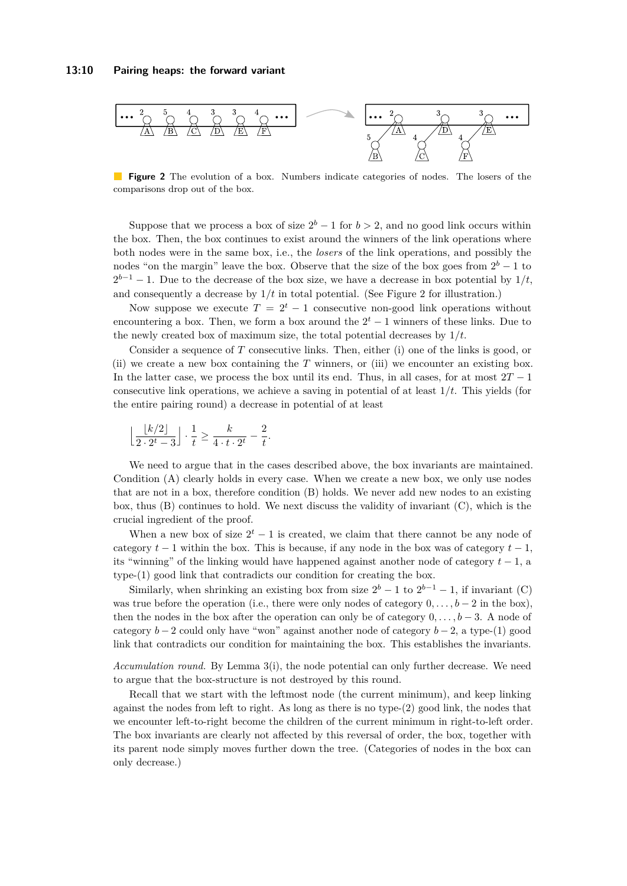**Figure 2** The evolution of a box. Numbers indicate categories of nodes. The losers of the comparisons drop out of the box.

Suppose that we process a box of size $2^b - 1$ for $b > 2$, and no good link occurs within the box. Then, the box continues to exist around the winners of the link operations where both nodes were in the same box, i.e., the *losers* of the link operations, and possibly the nodes "on the margin" leave the box. Observe that the size of the box goes from $2^b - 1$ to $2^{b-1} - 1$. Due to the decrease of the box size, we have a decrease in box potential by $1/t$, and consequently a decrease by $1/t$ in total potential. (See Figure 2 for illustration.)

Now suppose we execute $T = 2^t - 1$ consecutive non-good link operations without encountering a box. Then, we form a box around the $2^t - 1$ winners of these links. Due to the newly created box of maximum size, the total potential decreases by $1/t$.

Consider a sequence of $T$ consecutive links. Then, either (i) one of the links is good, or (ii) we create a new box containing the $T$ winners, or (iii) we encounter an existing box. In the latter case, we process the box until its end. Thus, in all cases, for at most $2T - 1$ consecutive link operations, we achieve a saving in potential of at least $1/t$. This yields (for the entire pairing round) a decrease in potential of at least

$$\left\lfloor \frac{\lfloor k/2 \rfloor}{2 \cdot 2^t - 3} \right\rfloor \cdot \frac{1}{t} \geq \frac{k}{4 \cdot t \cdot 2^t} - \frac{2}{t}.$$

We need to argue that in the cases described above, the box invariants are maintained. Condition (A) clearly holds in every case. When we create a new box, we only use nodes that are not in a box, therefore condition (B) holds. We never add new nodes to an existing box, thus (B) continues to hold. We next discuss the validity of invariant (C), which is the crucial ingredient of the proof.

When a new box of size $2^t - 1$ is created, we claim that there cannot be any node of category $t - 1$ within the box. This is because, if any node in the box was of category $t - 1$, its "winning" of the linking would have happened against another node of category $t - 1$, a type-(1) good link that contradicts our condition for creating the box.

Similarly, when shrinking an existing box from size $2^b - 1$ to $2^{b-1} - 1$, if invariant (C) was true before the operation (i.e., there were only nodes of category $0, \dots, b-2$ in the box), then the nodes in the box after the operation can only be of category $0, \dots, b-3$. A node of category $b-2$ could only have "won" against another node of category $b-2$, a type-(1) good link that contradicts our condition for maintaining the box. This establishes the invariants.

*Accumulation round.* By Lemma 3(i), the node potential can only further decrease. We need to argue that the box-structure is not destroyed by this round.

Recall that we start with the leftmost node (the current minimum), and keep linking against the nodes from left to right. As long as there is no type-(2) good link, the nodes that we encounter left-to-right become the children of the current minimum in right-to-left order. The box invariants are clearly not affected by this reversal of order, the box, together with its parent node simply moves further down the tree. (Categories of nodes in the box can only decrease.)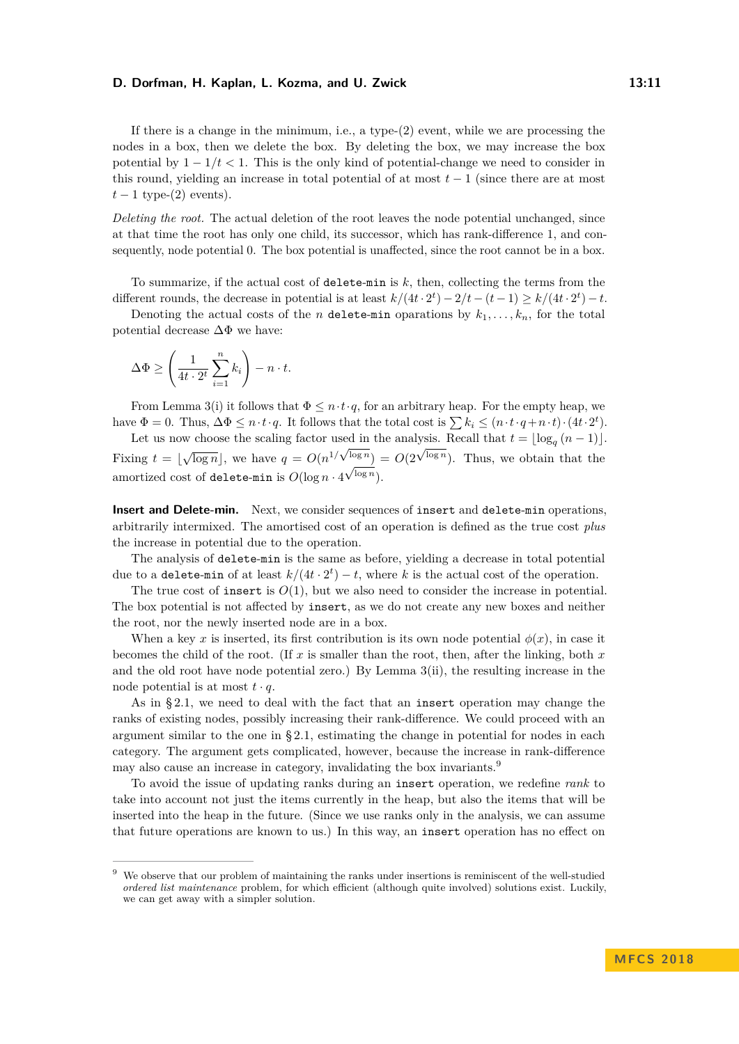If there is a change in the minimum, i.e., a type-(2) event, while we are processing the nodes in a box, then we delete the box. By deleting the box, we may increase the box potential by $1 - 1/t < 1$. This is the only kind of potential-change we need to consider in this round, yielding an increase in total potential of at most $t - 1$ (since there are at most $t - 1$ type-(2) events).

*Deleting the root.* The actual deletion of the root leaves the node potential unchanged, since at that time the root has only one child, its successor, which has rank-difference 1, and consequently, node potential 0. The box potential is unaffected, since the root cannot be in a box.

To summarize, if the actual cost of `delete-min` is $k$, then, collecting the terms from the different rounds, the decrease in potential is at least $k/(4t \cdot 2^t) - 2/t - (t-1) \geq k/(4t \cdot 2^t) - t$.

Denoting the actual costs of the $n$ `delete-min` oparations by $k_1, \ldots, k_n$, for the total potential decrease $\Delta\Phi$ we have:

$$\Delta\Phi \geq \left( \frac{1}{4t \cdot 2^t} \sum_{i=1}^{n} k_i \right) - n \cdot t.$$

From Lemma 3(i) it follows that $\Phi \leq n \cdot t \cdot q$, for an arbitrary heap. For the empty heap, we have $\Phi = 0$. Thus, $\Delta\Phi \leq n \cdot t \cdot q$. It follows that the total cost is $\sum k_i \leq (n \cdot t \cdot q + n \cdot t) \cdot (4t \cdot 2^t)$.

Let us now choose the scaling factor used in the analysis. Recall that $t = \lfloor \log_q (n-1) \rfloor$. Fixing $t = \lfloor \sqrt{\log n} \rfloor$, we have $q = O(n^{1/\sqrt{\log n}}) = O(2^{\sqrt{\log n}})$. Thus, we obtain that the amortized cost of `delete-min` is $O(\log n \cdot 4^{\sqrt{\log n}})$.

**Insert and Delete-min.** Next, we consider sequences of `insert` and `delete-min` operations, arbitrarily intermixed. The amortised cost of an operation is defined as the true cost *plus* the increase in potential due to the operation.

The analysis of `delete-min` is the same as before, yielding a decrease in total potential due to a `delete-min` of at least $k/(4t \cdot 2^t) - t$, where $k$ is the actual cost of the operation.

The true cost of `insert` is $O(1)$, but we also need to consider the increase in potential. The box potential is not affected by `insert`, as we do not create any new boxes and neither the root, nor the newly inserted node are in a box.

When a key $x$ is inserted, its first contribution is its own node potential $\phi(x)$, in case it becomes the child of the root. (If $x$ is smaller than the root, then, after the linking, both $x$ and the old root have node potential zero.) By Lemma 3(ii), the resulting increase in the node potential is at most $t \cdot q$.

As in § 2.1, we need to deal with the fact that an `insert` operation may change the ranks of existing nodes, possibly increasing their rank-difference. We could proceed with an argument similar to the one in § 2.1, estimating the change in potential for nodes in each category. The argument gets complicated, however, because the increase in rank-difference may also cause an increase in category, invalidating the box invariants.[9]

To avoid the issue of updating ranks during an `insert` operation, we redefine *rank* to take into account not just the items currently in the heap, but also the items that will be inserted into the heap in the future. (Since we use ranks only in the analysis, we can assume that future operations are known to us.) In this way, an `insert` operation has no effect on

---

[9] We observe that our problem of maintaining the ranks under insertions is reminiscent of the well-studied *ordered list maintenance* problem, for which efficient (although quite involved) solutions exist. Luckily, we can get away with a simpler solution.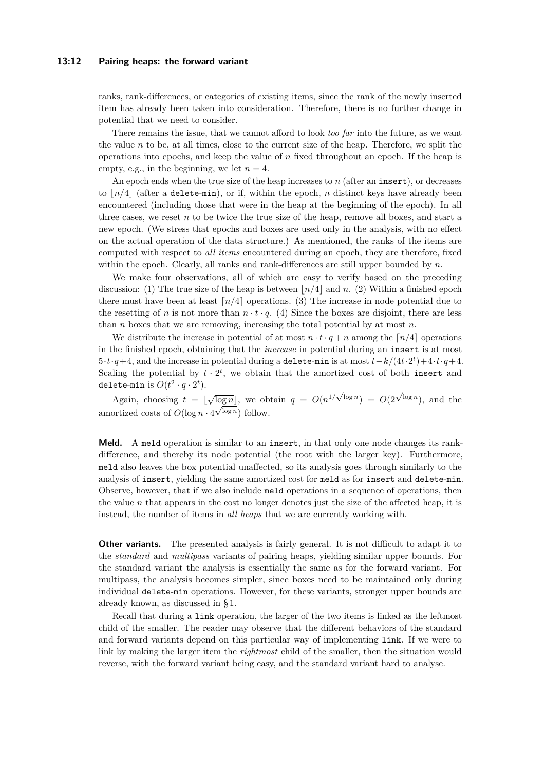ranks, rank-differences, or categories of existing items, since the rank of the newly inserted item has already been taken into consideration. Therefore, there is no further change in potential that we need to consider.

There remains the issue, that we cannot afford to look *too far* into the future, as we want the value $n$ to be, at all times, close to the current size of the heap. Therefore, we split the operations into epochs, and keep the value of $n$ fixed throughout an epoch. If the heap is empty, e.g., in the beginning, we let $n = 4$.

An epoch ends when the true size of the heap increases to $n$ (after an `insert`), or decreases to $\lfloor n/4 \rfloor$ (after a `delete-min`), or if, within the epoch, $n$ distinct keys have already been encountered (including those that were in the heap at the beginning of the epoch). In all three cases, we reset $n$ to be twice the true size of the heap, remove all boxes, and start a new epoch. (We stress that epochs and boxes are used only in the analysis, with no effect on the actual operation of the data structure.) As mentioned, the ranks of the items are computed with respect to *all items* encountered during an epoch, they are therefore, fixed within the epoch. Clearly, all ranks and rank-differences are still upper bounded by $n$.

We make four observations, all of which are easy to verify based on the preceding discussion: (1) The true size of the heap is between $\lfloor n/4 \rfloor$ and $n$. (2) Within a finished epoch there must have been at least $\lceil n/4 \rceil$ operations. (3) The increase in node potential due to the resetting of $n$ is not more than $n \cdot t \cdot q$. (4) Since the boxes are disjoint, there are less than $n$ boxes that we are removing, increasing the total potential by at most $n$.

We distribute the increase in potential of at most $n \cdot t \cdot q + n$ among the $\lceil n/4 \rceil$ operations in the finished epoch, obtaining that the *increase* in potential during an `insert` is at most $5 \cdot t \cdot q + 4$, and the increase in potential during a `delete-min` is at most $t - k/(4t \cdot 2^t) + 4 \cdot t \cdot q + 4$. Scaling the potential by $t \cdot 2^t$, we obtain that the amortized cost of both `insert` and `delete-min` is $O(t^2 \cdot q \cdot 2^t)$.

Again, choosing $t = \lfloor \sqrt{\log n} \rfloor$, we obtain $q = O(n^{1/\sqrt{\log n}}) = O(2^{\sqrt{\log n}})$, and the amortized costs of $O(\log n \cdot 4^{\sqrt{\log n}})$ follow.

**Meld.** A `meld` operation is similar to an `insert`, in that only one node changes its rank-difference, and thereby its node potential (the root with the larger key). Furthermore, `meld` also leaves the box potential unaffected, so its analysis goes through similarly to the analysis of `insert`, yielding the same amortized cost for `meld` as for `insert` and `delete-min`. Observe, however, that if we also include `meld` operations in a sequence of operations, then the value $n$ that appears in the cost no longer denotes just the size of the affected heap, it is instead, the number of items in *all heaps* that we are currently working with.

**Other variants.** The presented analysis is fairly general. It is not difficult to adapt it to the *standard* and *multipass* variants of pairing heaps, yielding similar upper bounds. For the standard variant the analysis is essentially the same as for the forward variant. For multipass, the analysis becomes simpler, since boxes need to be maintained only during individual `delete-min` operations. However, for these variants, stronger upper bounds are already known, as discussed in § 1.

Recall that during a `link` operation, the larger of the two items is linked as the leftmost child of the smaller. The reader may observe that the different behaviors of the standard and forward variants depend on this particular way of implementing `link`. If we were to link by making the larger item the *rightmost* child of the smaller, then the situation would reverse, with the forward variant being easy, and the standard variant hard to analyse.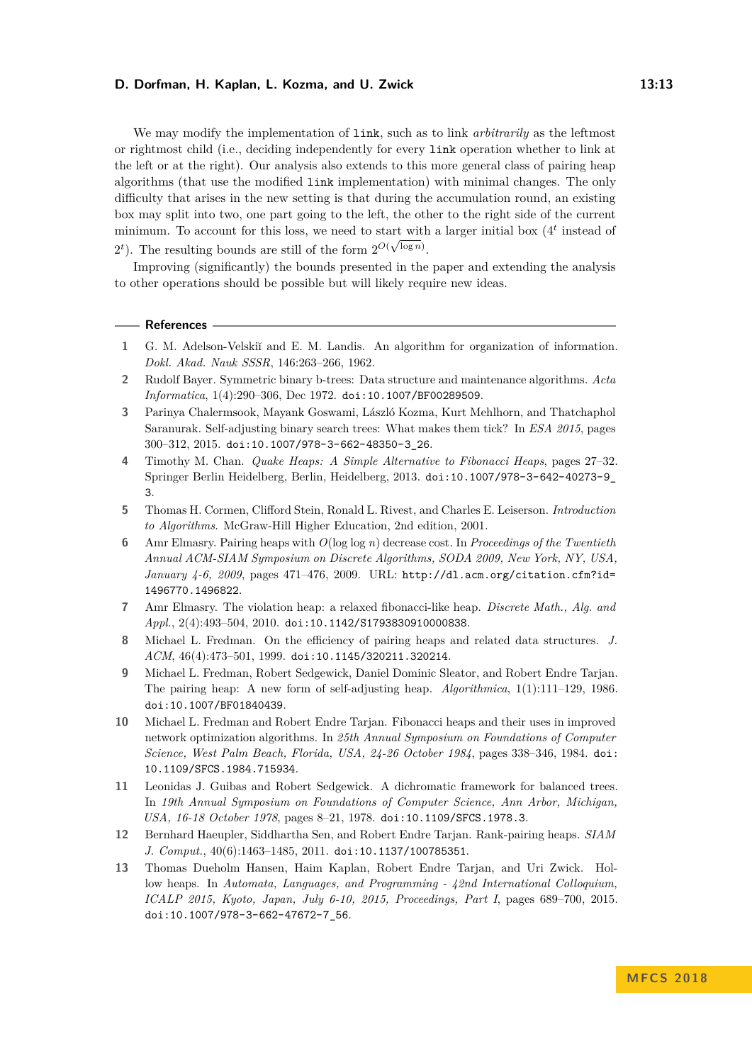We may modify the implementation of `link`, such as to link *arbitrarily* as the leftmost or rightmost child (i.e., deciding independently for every `link` operation whether to link at the left or at the right). Our analysis also extends to this more general class of pairing heap algorithms (that use the modified `link` implementation) with minimal changes. The only difficulty that arises in the new setting is that during the accumulation round, an existing box may split into two, one part going to the left, the other to the right side of the current minimum. To account for this loss, we need to start with a larger initial box ($4^t$ instead of $2^t$). The resulting bounds are still of the form $2^{O(\sqrt{\log n})}$.

Improving (significantly) the bounds presented in the paper and extending the analysis to other operations should be possible but will likely require new ideas.

## References

1. G. M. Adelson-Velskiĭ and E. M. Landis. An algorithm for organization of information. *Dokl. Akad. Nauk SSSR*, 146:263–266, 1962.
2. Rudolf Bayer. Symmetric binary b-trees: Data structure and maintenance algorithms. *Acta Informatica*, 1(4):290–306, Dec 1972. doi:10.1007/BF00289509.
3. Parinya Chalermsook, Mayank Goswami, László Kozma, Kurt Mehlhorn, and Thatchaphol Saranurak. Self-adjusting binary search trees: What makes them tick? In *ESA 2015*, pages 300–312, 2015. doi:10.1007/978-3-662-48350-3_26.
4. Timothy M. Chan. *Quake Heaps: A Simple Alternative to Fibonacci Heaps*, pages 27–32. Springer Berlin Heidelberg, Berlin, Heidelberg, 2013. doi:10.1007/978-3-642-40273-9_3.
5. Thomas H. Cormen, Clifford Stein, Ronald L. Rivest, and Charles E. Leiserson. *Introduction to Algorithms*. McGraw-Hill Higher Education, 2nd edition, 2001.
6. Amr Elmasry. Pairing heaps with $O(\log \log n)$ decrease cost. In *Proceedings of the Twentieth Annual ACM-SIAM Symposium on Discrete Algorithms, SODA 2009, New York, NY, USA, January 4-6, 2009*, pages 471–476, 2009. URL: http://dl.acm.org/citation.cfm?id=1496770.1496822.
7. Amr Elmasry. The violation heap: a relaxed fibonacci-like heap. *Discrete Math., Alg. and Appl.*, 2(4):493–504, 2010. doi:10.1142/S1793830910000838.
8. Michael L. Fredman. On the efficiency of pairing heaps and related data structures. *J. ACM*, 46(4):473–501, 1999. doi:10.1145/320211.320214.
9. Michael L. Fredman, Robert Sedgewick, Daniel Dominic Sleator, and Robert Endre Tarjan. The pairing heap: A new form of self-adjusting heap. *Algorithmica*, 1(1):111–129, 1986. doi:10.1007/BF01840439.
10. Michael L. Fredman and Robert Endre Tarjan. Fibonacci heaps and their uses in improved network optimization algorithms. In *25th Annual Symposium on Foundations of Computer Science, West Palm Beach, Florida, USA, 24-26 October 1984*, pages 338–346, 1984. doi:10.1109/SFCS.1984.715934.
11. Leonidas J. Guibas and Robert Sedgewick. A dichromatic framework for balanced trees. In *19th Annual Symposium on Foundations of Computer Science, Ann Arbor, Michigan, USA, 16-18 October 1978*, pages 8–21, 1978. doi:10.1109/SFCS.1978.3.
12. Bernhard Haeupler, Siddhartha Sen, and Robert Endre Tarjan. Rank-pairing heaps. *SIAM J. Comput.*, 40(6):1463–1485, 2011. doi:10.1137/100785351.
13. Thomas Dueholm Hansen, Haim Kaplan, Robert Endre Tarjan, and Uri Zwick. Hollow heaps. In *Automata, Languages, and Programming - 42nd International Colloquium, ICALP 2015, Kyoto, Japan, July 6-10, 2015, Proceedings, Part I*, pages 689–700, 2015. doi:10.1007/978-3-662-47672-7_56.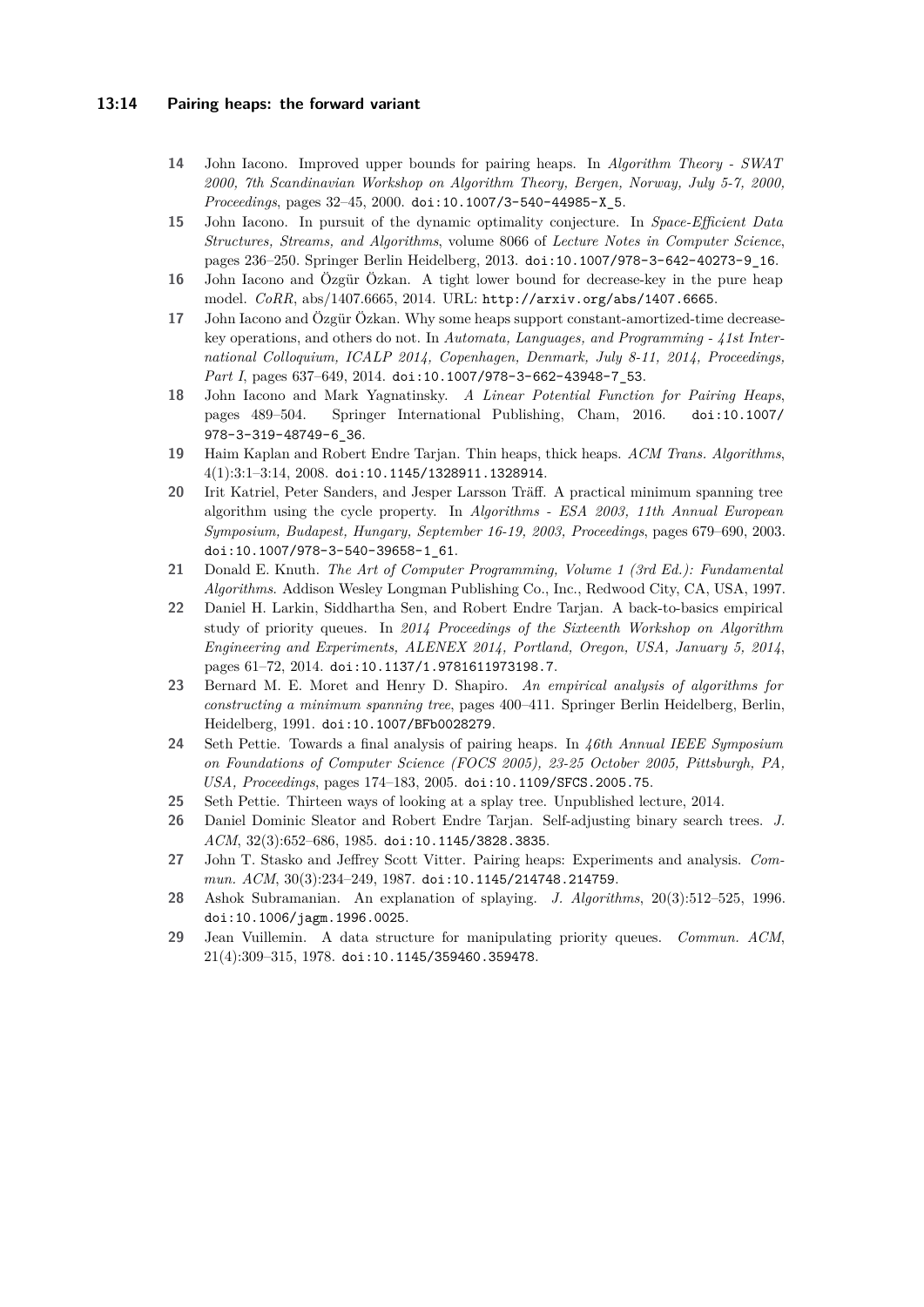14 John Iacono. Improved upper bounds for pairing heaps. In *Algorithm Theory - SWAT 2000, 7th Scandinavian Workshop on Algorithm Theory, Bergen, Norway, July 5-7, 2000, Proceedings*, pages 32–45, 2000. doi:10.1007/3-540-44985-X_5.

15 John Iacono. In pursuit of the dynamic optimality conjecture. In *Space-Efficient Data Structures, Streams, and Algorithms*, volume 8066 of *Lecture Notes in Computer Science*, pages 236–250. Springer Berlin Heidelberg, 2013. doi:10.1007/978-3-642-40273-9_16.

16 John Iacono and Özgür Özkan. A tight lower bound for decrease-key in the pure heap model. *CoRR*, abs/1407.6665, 2014. URL: http://arxiv.org/abs/1407.6665.

17 John Iacono and Özgür Özkan. Why some heaps support constant-amortized-time decrease-key operations, and others do not. In *Automata, Languages, and Programming - 41st International Colloquium, ICALP 2014, Copenhagen, Denmark, July 8-11, 2014, Proceedings, Part I*, pages 637–649, 2014. doi:10.1007/978-3-662-43948-7_53.

18 John Iacono and Mark Yagnatinsky. *A Linear Potential Function for Pairing Heaps*, pages 489–504. Springer International Publishing, Cham, 2016. doi:10.1007/978-3-319-48749-6_36.

19 Haim Kaplan and Robert Endre Tarjan. Thin heaps, thick heaps. *ACM Trans. Algorithms*, 4(1):3:1–3:14, 2008. doi:10.1145/1328911.1328914.

20 Irit Katriel, Peter Sanders, and Jesper Larsson Träff. A practical minimum spanning tree algorithm using the cycle property. In *Algorithms - ESA 2003, 11th Annual European Symposium, Budapest, Hungary, September 16-19, 2003, Proceedings*, pages 679–690, 2003. doi:10.1007/978-3-540-39658-1_61.

21 Donald E. Knuth. *The Art of Computer Programming, Volume 1 (3rd Ed.): Fundamental Algorithms*. Addison Wesley Longman Publishing Co., Inc., Redwood City, CA, USA, 1997.

22 Daniel H. Larkin, Siddhartha Sen, and Robert Endre Tarjan. A back-to-basics empirical study of priority queues. In *2014 Proceedings of the Sixteenth Workshop on Algorithm Engineering and Experiments, ALENEX 2014, Portland, Oregon, USA, January 5, 2014*, pages 61–72, 2014. doi:10.1137/1.9781611973198.7.

23 Bernard M. E. Moret and Henry D. Shapiro. *An empirical analysis of algorithms for constructing a minimum spanning tree*, pages 400–411. Springer Berlin Heidelberg, Berlin, Heidelberg, 1991. doi:10.1007/BFb0028279.

24 Seth Pettie. Towards a final analysis of pairing heaps. In *46th Annual IEEE Symposium on Foundations of Computer Science (FOCS 2005), 23-25 October 2005, Pittsburgh, PA, USA, Proceedings*, pages 174–183, 2005. doi:10.1109/SFCS.2005.75.

25 Seth Pettie. Thirteen ways of looking at a splay tree. Unpublished lecture, 2014.

26 Daniel Dominic Sleator and Robert Endre Tarjan. Self-adjusting binary search trees. *J. ACM*, 32(3):652–686, 1985. doi:10.1145/3828.3835.

27 John T. Stasko and Jeffrey Scott Vitter. Pairing heaps: Experiments and analysis. *Commun. ACM*, 30(3):234–249, 1987. doi:10.1145/214748.214759.

28 Ashok Subramanian. An explanation of splaying. *J. Algorithms*, 20(3):512–525, 1996. doi:10.1006/jagm.1996.0025.

29 Jean Vuillemin. A data structure for manipulating priority queues. *Commun. ACM*, 21(4):309–315, 1978. doi:10.1145/359460.359478.